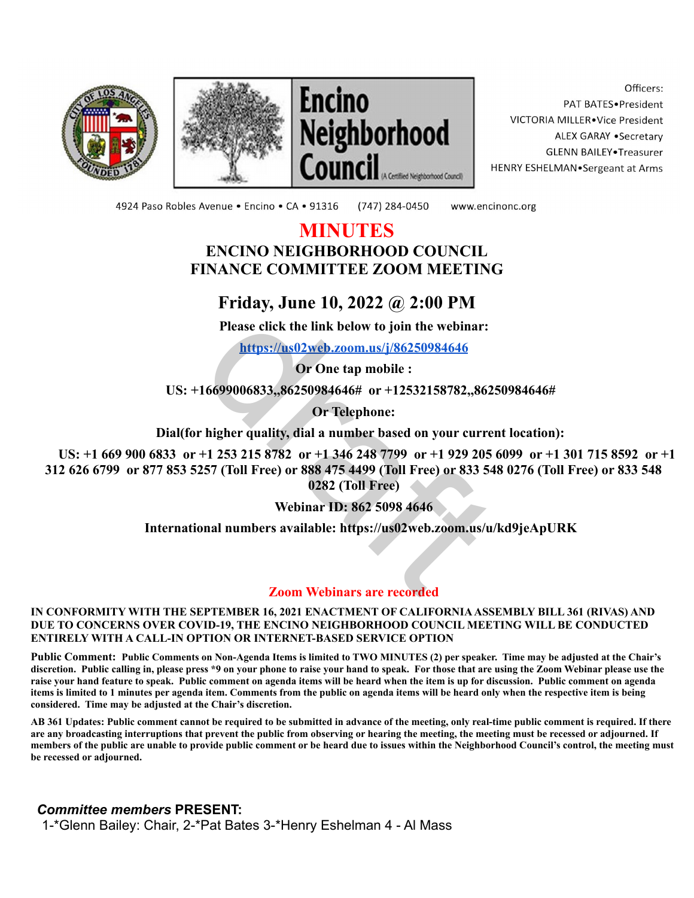Encino Neighborhood Council (A Certified Neighborhood Council)

Officers:
PAT BATES•President
VICTORIA MILLER•Vice President
ALEX GARAY •Secretary
GLENN BAILEY•Treasurer
HENRY ESHELMAN•Sergeant at Arms

4924 Paso Robles Avenue • Encino • CA • 91316 (747) 284-0450 www.encinonc.org

# MINUTES

## ENCINO NEIGHBORHOOD COUNCIL
## FINANCE COMMITTEE ZOOM MEETING

## Friday, June 10, 2022 @ 2:00 PM

**Please click the link below to join the webinar:**

**https://us02web.zoom.us/j/86250984646**

**Or One tap mobile :**

**US: +16699006833,,86250984646# or +12532158782,,86250984646#**

**Or Telephone:**

**Dial(for higher quality, dial a number based on your current location):**

**US: +1 669 900 6833 or +1 253 215 8782 or +1 346 248 7799 or +1 929 205 6099 or +1 301 715 8592 or +1 312 626 6799 or 877 853 5257 (Toll Free) or 888 475 4499 (Toll Free) or 833 548 0276 (Toll Free) or 833 548 0282 (Toll Free)**

**Webinar ID: 862 5098 4646**

**International numbers available: https://us02web.zoom.us/u/kd9jeApURK**

**Zoom Webinars are recorded**

**IN CONFORMITY WITH THE SEPTEMBER 16, 2021 ENACTMENT OF CALIFORNIA ASSEMBLY BILL 361 (RIVAS) AND DUE TO CONCERNS OVER COVID-19, THE ENCINO NEIGHBORHOOD COUNCIL MEETING WILL BE CONDUCTED ENTIRELY WITH A CALL-IN OPTION OR INTERNET-BASED SERVICE OPTION**

**Public Comment: Public Comments on Non-Agenda Items is limited to TWO MINUTES (2) per speaker. Time may be adjusted at the Chair's discretion. Public calling in, please press *9 on your phone to raise your hand to speak. For those that are using the Zoom Webinar please use the raise your hand feature to speak. Public comment on agenda items will be heard when the item is up for discussion. Public comment on agenda items is limited to 1 minutes per agenda item. Comments from the public on agenda items will be heard only when the respective item is being considered. Time may be adjusted at the Chair's discretion.**

**AB 361 Updates: Public comment cannot be required to be submitted in advance of the meeting, only real-time public comment is required. If there are any broadcasting interruptions that prevent the public from observing or hearing the meeting, the meeting must be recessed or adjourned. If members of the public are unable to provide public comment or be heard due to issues within the Neighborhood Council's control, the meeting must be recessed or adjourned.**

***Committee members* PRESENT:**

1-*Glenn Bailey: Chair, 2-*Pat Bates 3-*Henry Eshelman 4 - Al Mass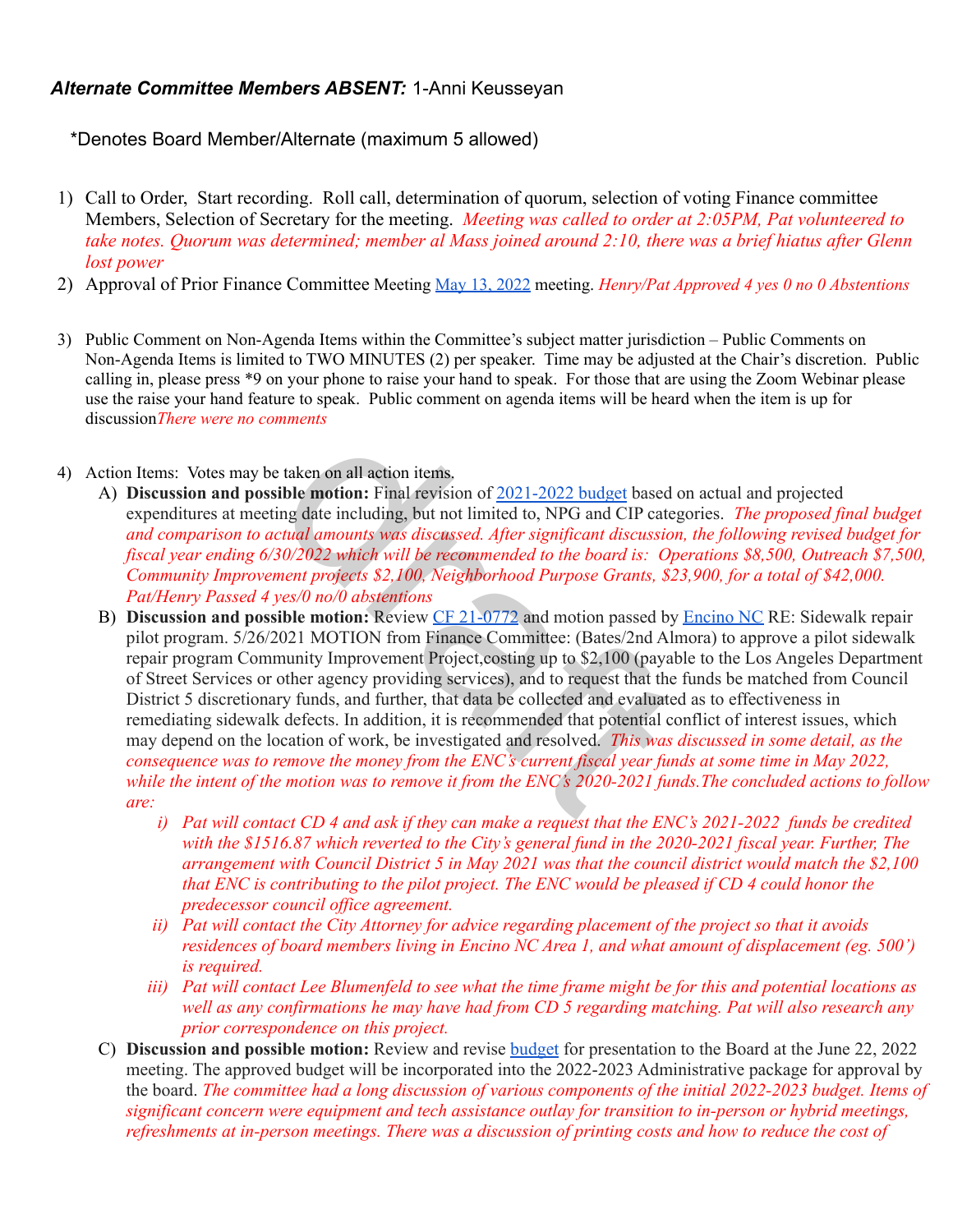***Alternate Committee Members ABSENT:*** 1-Anni Keusseyan

*Denotes Board Member/Alternate (maximum 5 allowed)

1) Call to Order, Start recording. Roll call, determination of quorum, selection of voting Finance committee Members, Selection of Secretary for the meeting. *Meeting was called to order at 2:05PM, Pat volunteered to take notes. Quorum was determined; member al Mass joined around 2:10, there was a brief hiatus after Glenn lost power*
2) Approval of Prior Finance Committee Meeting [May 13, 2022](#) meeting. *Henry/Pat Approved 4 yes 0 no 0 Abstentions*
3) Public Comment on Non-Agenda Items within the Committee's subject matter jurisdiction – Public Comments on Non-Agenda Items is limited to TWO MINUTES (2) per speaker. Time may be adjusted at the Chair's discretion. Public calling in, please press *9 on your phone to raise your hand to speak. For those that are using the Zoom Webinar please use the raise your hand feature to speak. Public comment on agenda items will be heard when the item is up for discussion*There were no comments*
4) Action Items: Votes may be taken on all action items.
   A) **Discussion and possible motion:** Final revision of [2021-2022 budget](#) based on actual and projected expenditures at meeting date including, but not limited to, NPG and CIP categories. *The proposed final budget and comparison to actual amounts was discussed. After significant discussion, the following revised budget for fiscal year ending 6/30/2022 which will be recommended to the board is: Operations $8,500, Outreach $7,500, Community Improvement projects $2,100, Neighborhood Purpose Grants, $23,900, for a total of $42,000. Pat/Henry Passed 4 yes/0 no/0 abstentions*
   B) **Discussion and possible motion:** Review [CF 21-0772](#) and motion passed by [Encino NC](#) RE: Sidewalk repair pilot program. 5/26/2021 MOTION from Finance Committee: (Bates/2nd Almora) to approve a pilot sidewalk repair program Community Improvement Project,costing up to $2,100 (payable to the Los Angeles Department of Street Services or other agency providing services), and to request that the funds be matched from Council District 5 discretionary funds, and further, that data be collected and evaluated as to effectiveness in remediating sidewalk defects. In addition, it is recommended that potential conflict of interest issues, which may depend on the location of work, be investigated and resolved. *This was discussed in some detail, as the consequence was to remove the money from the ENC's current fiscal year funds at some time in May 2022, while the intent of the motion was to remove it from the ENC's 2020-2021 funds.The concluded actions to follow are:*
      i) *Pat will contact CD 4 and ask if they can make a request that the ENC's 2021-2022 funds be credited with the $1516.87 which reverted to the City's general fund in the 2020-2021 fiscal year. Further, The arrangement with Council District 5 in May 2021 was that the council district would match the $2,100 that ENC is contributing to the pilot project. The ENC would be pleased if CD 4 could honor the predecessor council office agreement.*
      ii) *Pat will contact the City Attorney for advice regarding placement of the project so that it avoids residences of board members living in Encino NC Area 1, and what amount of displacement (eg. 500') is required.*
      iii) *Pat will contact Lee Blumenfeld to see what the time frame might be for this and potential locations as well as any confirmations he may have had from CD 5 regarding matching. Pat will also research any prior correspondence on this project.*
   C) **Discussion and possible motion:** Review and revise [budget](#) for presentation to the Board at the June 22, 2022 meeting. The approved budget will be incorporated into the 2022-2023 Administrative package for approval by the board. *The committee had a long discussion of various components of the initial 2022-2023 budget. Items of significant concern were equipment and tech assistance outlay for transition to in-person or hybrid meetings, refreshments at in-person meetings. There was a discussion of printing costs and how to reduce the cost of*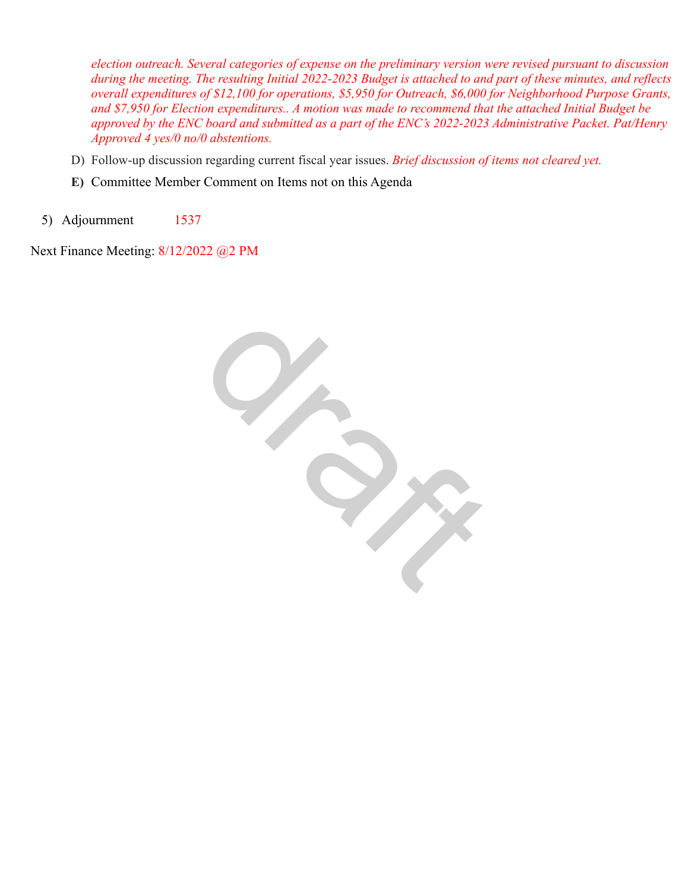*election outreach. Several categories of expense on the preliminary version were revised pursuant to discussion during the meeting. The resulting Initial 2022-2023 Budget is attached to and part of these minutes, and reflects overall expenditures of $12,100 for operations, $5,950 for Outreach, $6,000 for Neighborhood Purpose Grants, and $7,950 for Election expenditures.. A motion was made to recommend that the attached Initial Budget be approved by the ENC board and submitted as a part of the ENC's 2022-2023 Administrative Packet. Pat/Henry Approved 4 yes/0 no/0 abstentions.*

D) Follow-up discussion regarding current fiscal year issues. *Brief discussion of items not cleared yet.*

**E)** Committee Member Comment on Items not on this Agenda

5) Adjournment 1537

Next Finance Meeting: 8/12/2022 @2 PM

draft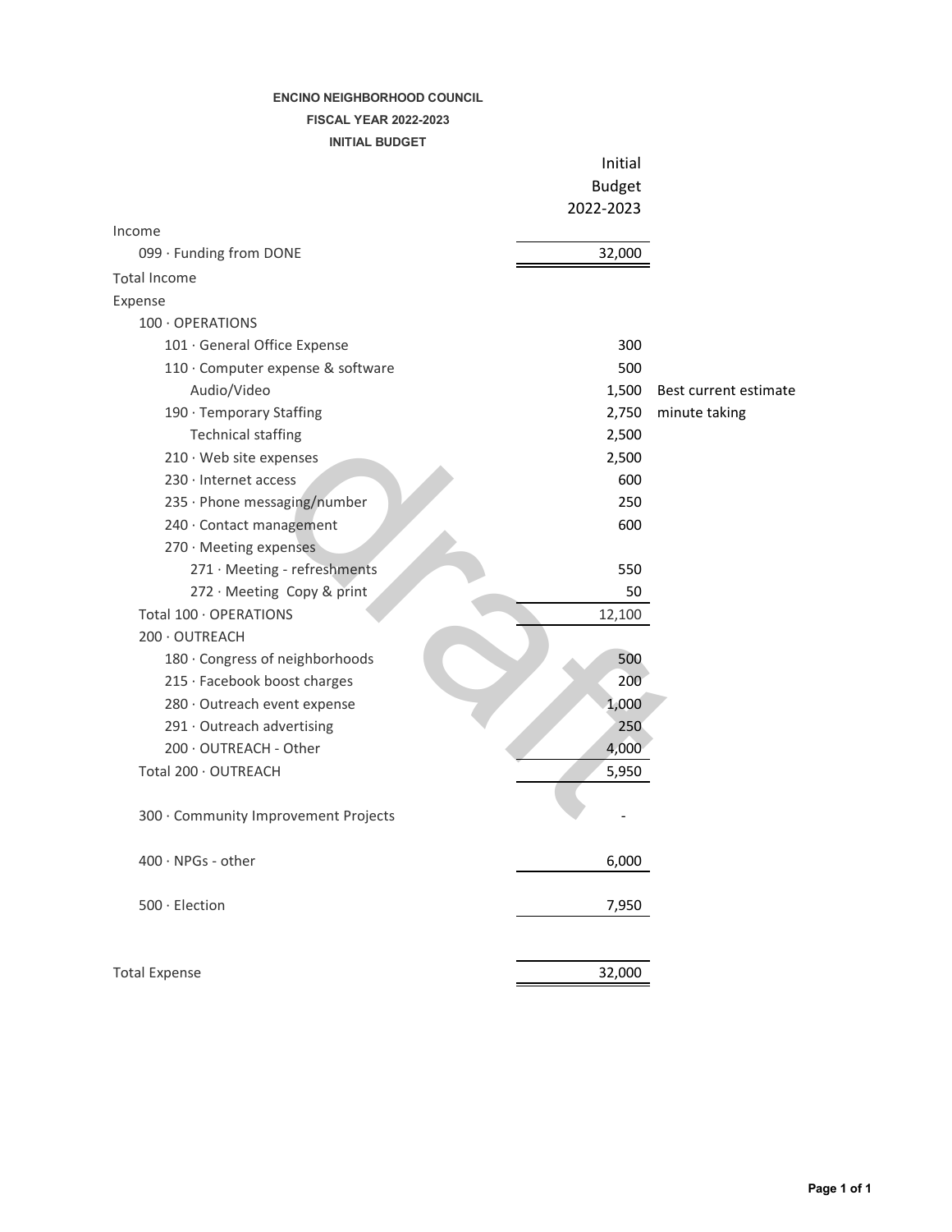**ENCINO NEIGHBORHOOD COUNCIL**

**FISCAL YEAR 2022-2023**

**INITIAL BUDGET**

| | Initial Budget 2022-2023 | |
|---|---|---|
| Income | | |
| 099 · Funding from DONE | 32,000 | |
| Total Income | | |
| Expense | | |
| 100 · OPERATIONS | | |
| 101 · General Office Expense | 300 | |
| 110 · Computer expense & software | 500 | |
| Audio/Video | 1,500 | Best current estimate |
| 190 · Temporary Staffing | 2,750 | minute taking |
| Technical staffing | 2,500 | |
| 210 · Web site expenses | 2,500 | |
| 230 · Internet access | 600 | |
| 235 · Phone messaging/number | 250 | |
| 240 · Contact management | 600 | |
| 270 · Meeting expenses | | |
| 271 · Meeting - refreshments | 550 | |
| 272 · Meeting Copy & print | 50 | |
| Total 100 · OPERATIONS | 12,100 | |
| 200 · OUTREACH | | |
| 180 · Congress of neighborhoods | 500 | |
| 215 · Facebook boost charges | 200 | |
| 280 · Outreach event expense | 1,000 | |
| 291 · Outreach advertising | 250 | |
| 200 · OUTREACH - Other | 4,000 | |
| Total 200 · OUTREACH | 5,950 | |
| 300 · Community Improvement Projects | - | |
| 400 · NPGs - other | 6,000 | |
| 500 · Election | 7,950 | |
| Total Expense | 32,000 | |

draft